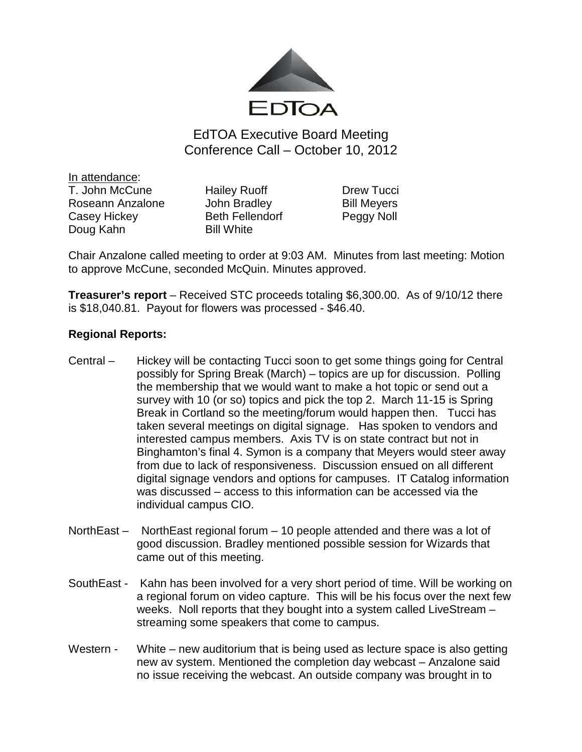EDTOA

# EdTOA Executive Board Meeting
## Conference Call – October 10, 2012

In attendance:

| | | |
|---|---|---|
| T. John McCune | Hailey Ruoff | Drew Tucci |
| Roseann Anzalone | John Bradley | Bill Meyers |
| Casey Hickey | Beth Fellendorf | Peggy Noll |
| Doug Kahn | Bill White | |

Chair Anzalone called meeting to order at 9:03 AM. Minutes from last meeting: Motion to approve McCune, seconded McQuin. Minutes approved.

**Treasurer's report** – Received STC proceeds totaling $6,300.00. As of 9/10/12 there is $18,040.81. Payout for flowers was processed - $46.40.

**Regional Reports:**

Central – Hickey will be contacting Tucci soon to get some things going for Central possibly for Spring Break (March) – topics are up for discussion. Polling the membership that we would want to make a hot topic or send out a survey with 10 (or so) topics and pick the top 2. March 11-15 is Spring Break in Cortland so the meeting/forum would happen then. Tucci has taken several meetings on digital signage. Has spoken to vendors and interested campus members. Axis TV is on state contract but not in Binghamton's final 4. Symon is a company that Meyers would steer away from due to lack of responsiveness. Discussion ensued on all different digital signage vendors and options for campuses. IT Catalog information was discussed – access to this information can be accessed via the individual campus CIO.

NorthEast – NorthEast regional forum – 10 people attended and there was a lot of good discussion. Bradley mentioned possible session for Wizards that came out of this meeting.

SouthEast - Kahn has been involved for a very short period of time. Will be working on a regional forum on video capture. This will be his focus over the next few weeks. Noll reports that they bought into a system called LiveStream – streaming some speakers that come to campus.

Western - White – new auditorium that is being used as lecture space is also getting new av system. Mentioned the completion day webcast – Anzalone said no issue receiving the webcast. An outside company was brought in to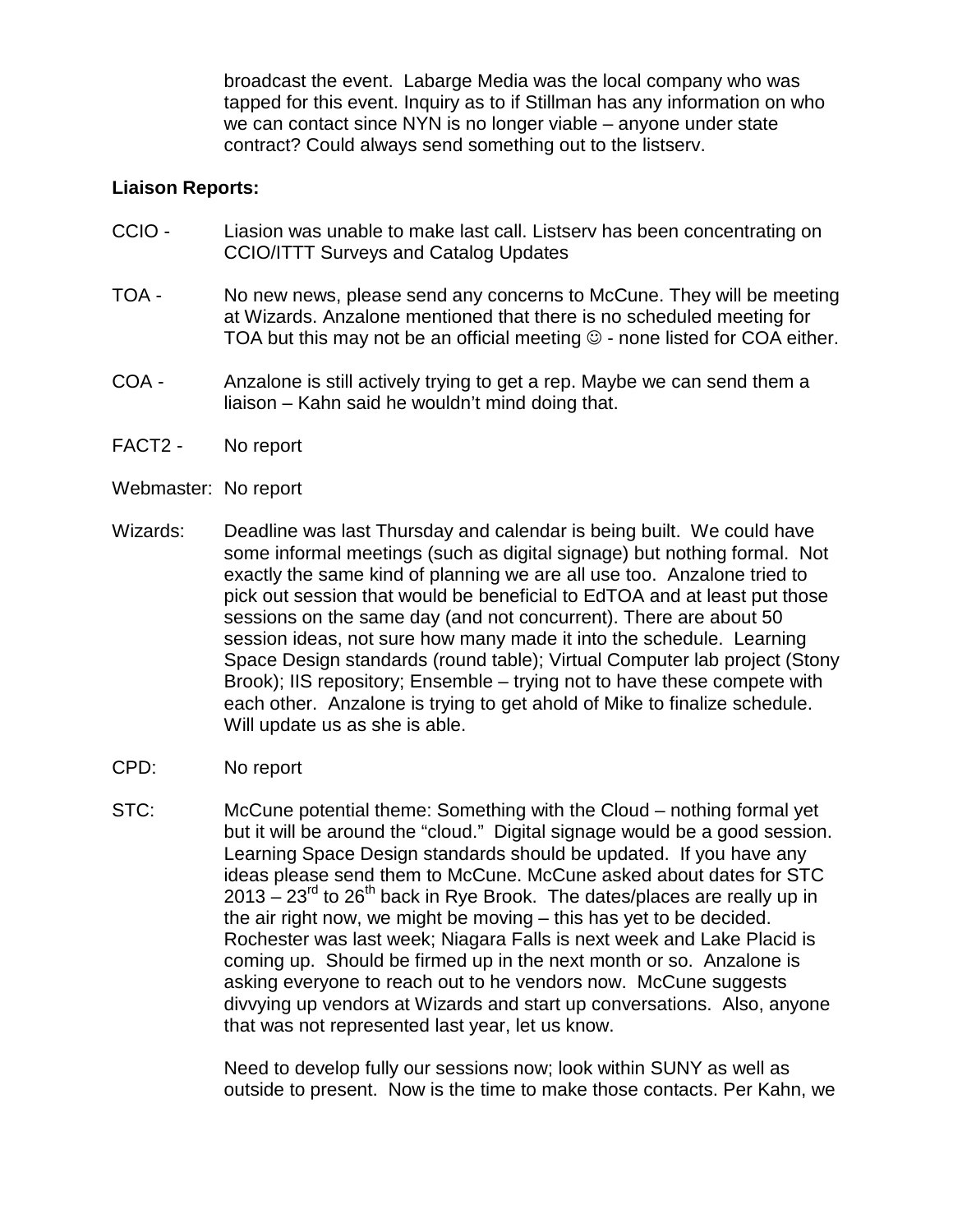broadcast the event. Labarge Media was the local company who was tapped for this event. Inquiry as to if Stillman has any information on who we can contact since NYN is no longer viable – anyone under state contract? Could always send something out to the listserv.

**Liaison Reports:**

CCIO - Liasion was unable to make last call. Listserv has been concentrating on CCIO/ITTT Surveys and Catalog Updates

TOA - No new news, please send any concerns to McCune. They will be meeting at Wizards. Anzalone mentioned that there is no scheduled meeting for TOA but this may not be an official meeting ☺ - none listed for COA either.

COA - Anzalone is still actively trying to get a rep. Maybe we can send them a liaison – Kahn said he wouldn't mind doing that.

FACT2 - No report

Webmaster: No report

Wizards: Deadline was last Thursday and calendar is being built. We could have some informal meetings (such as digital signage) but nothing formal. Not exactly the same kind of planning we are all use too. Anzalone tried to pick out session that would be beneficial to EdTOA and at least put those sessions on the same day (and not concurrent). There are about 50 session ideas, not sure how many made it into the schedule. Learning Space Design standards (round table); Virtual Computer lab project (Stony Brook); IIS repository; Ensemble – trying not to have these compete with each other. Anzalone is trying to get ahold of Mike to finalize schedule. Will update us as she is able.

CPD: No report

STC: McCune potential theme: Something with the Cloud – nothing formal yet but it will be around the "cloud." Digital signage would be a good session. Learning Space Design standards should be updated. If you have any ideas please send them to McCune. McCune asked about dates for STC 2013 – 23rd to 26th back in Rye Brook. The dates/places are really up in the air right now, we might be moving – this has yet to be decided. Rochester was last week; Niagara Falls is next week and Lake Placid is coming up. Should be firmed up in the next month or so. Anzalone is asking everyone to reach out to he vendors now. McCune suggests divvying up vendors at Wizards and start up conversations. Also, anyone that was not represented last year, let us know.

Need to develop fully our sessions now; look within SUNY as well as outside to present. Now is the time to make those contacts. Per Kahn, we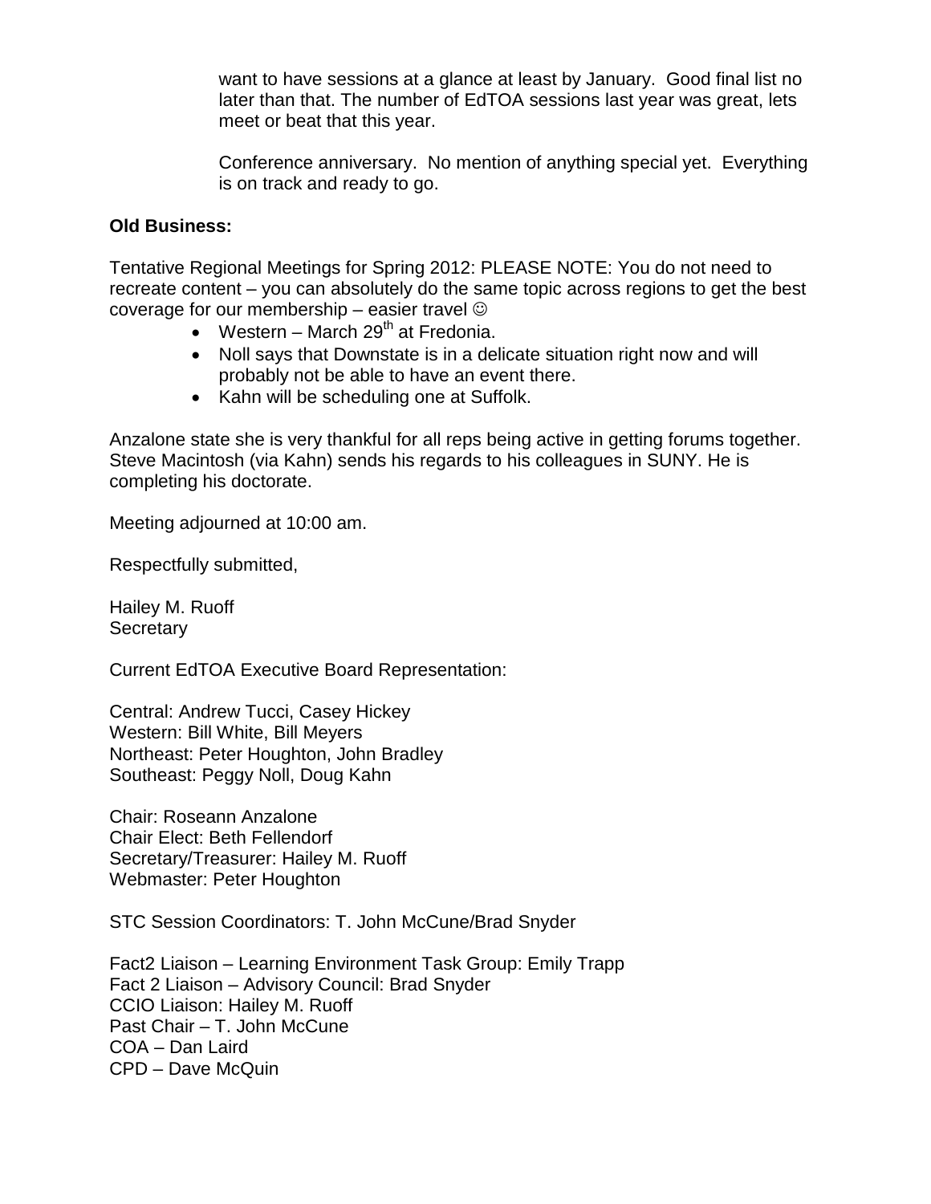want to have sessions at a glance at least by January. Good final list no later than that. The number of EdTOA sessions last year was great, lets meet or beat that this year.

Conference anniversary. No mention of anything special yet. Everything is on track and ready to go.

**Old Business:**

Tentative Regional Meetings for Spring 2012: PLEASE NOTE: You do not need to recreate content – you can absolutely do the same topic across regions to get the best coverage for our membership – easier travel ☺

- Western – March 29th at Fredonia.
- Noll says that Downstate is in a delicate situation right now and will probably not be able to have an event there.
- Kahn will be scheduling one at Suffolk.

Anzalone state she is very thankful for all reps being active in getting forums together. Steve Macintosh (via Kahn) sends his regards to his colleagues in SUNY. He is completing his doctorate.

Meeting adjourned at 10:00 am.

Respectfully submitted,

Hailey M. Ruoff
Secretary

Current EdTOA Executive Board Representation:

Central: Andrew Tucci, Casey Hickey
Western: Bill White, Bill Meyers
Northeast: Peter Houghton, John Bradley
Southeast: Peggy Noll, Doug Kahn

Chair: Roseann Anzalone
Chair Elect: Beth Fellendorf
Secretary/Treasurer: Hailey M. Ruoff
Webmaster: Peter Houghton

STC Session Coordinators: T. John McCune/Brad Snyder

Fact2 Liaison – Learning Environment Task Group: Emily Trapp
Fact 2 Liaison – Advisory Council: Brad Snyder
CCIO Liaison: Hailey M. Ruoff
Past Chair – T. John McCune
COA – Dan Laird
CPD – Dave McQuin